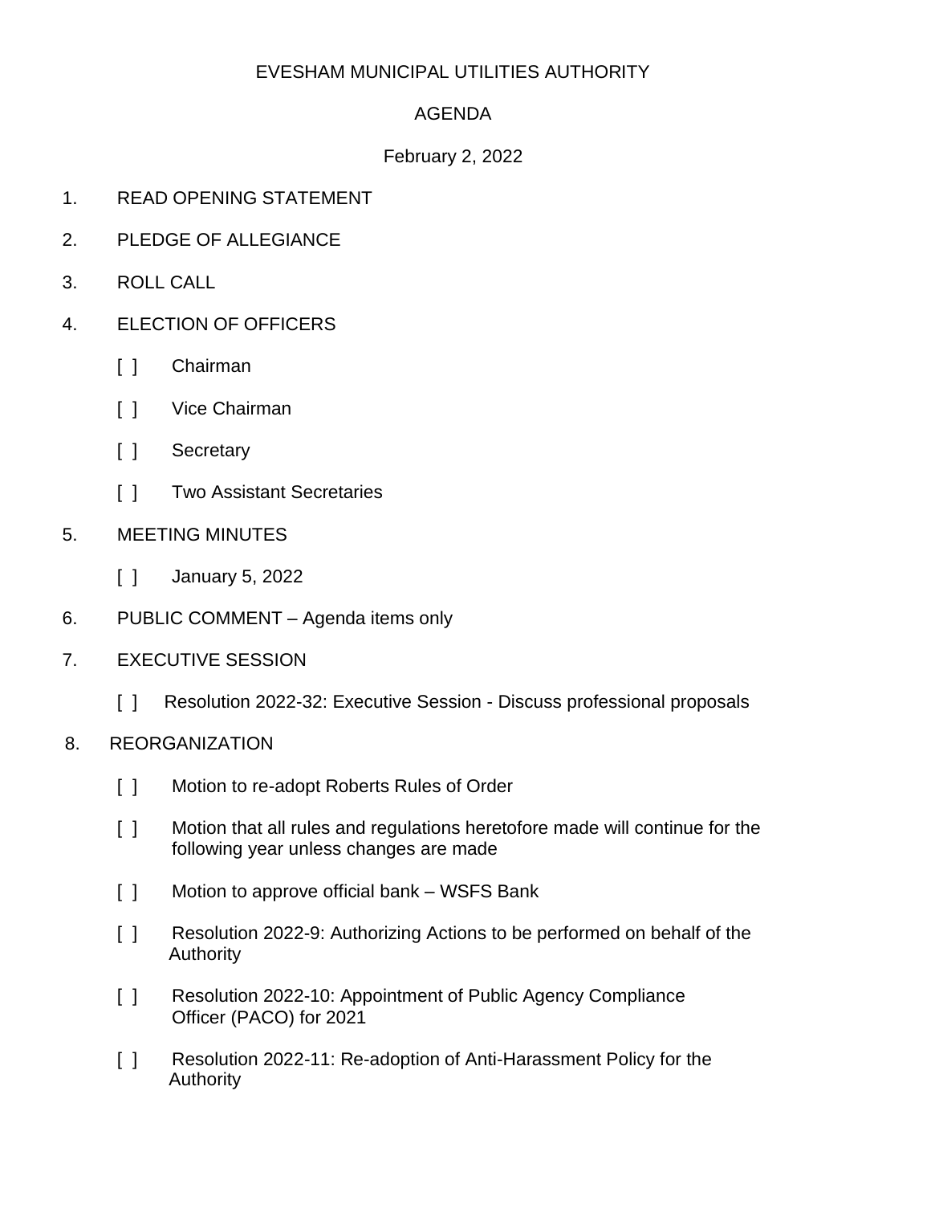# EVESHAM MUNICIPAL UTILITIES AUTHORITY

## AGENDA

February 2, 2022

1. READ OPENING STATEMENT
2. PLEDGE OF ALLEGIANCE
3. ROLL CALL
4. ELECTION OF OFFICERS

   [ ] Chairman

   [ ] Vice Chairman

   [ ] Secretary

   [ ] Two Assistant Secretaries

5. MEETING MINUTES

   [ ] January 5, 2022

6. PUBLIC COMMENT – Agenda items only
7. EXECUTIVE SESSION

   [ ] Resolution 2022-32: Executive Session - Discuss professional proposals

8. REORGANIZATION

   [ ] Motion to re-adopt Roberts Rules of Order

   [ ] Motion that all rules and regulations heretofore made will continue for the following year unless changes are made

   [ ] Motion to approve official bank – WSFS Bank

   [ ] Resolution 2022-9: Authorizing Actions to be performed on behalf of the Authority

   [ ] Resolution 2022-10: Appointment of Public Agency Compliance Officer (PACO) for 2021

   [ ] Resolution 2022-11: Re-adoption of Anti-Harassment Policy for the Authority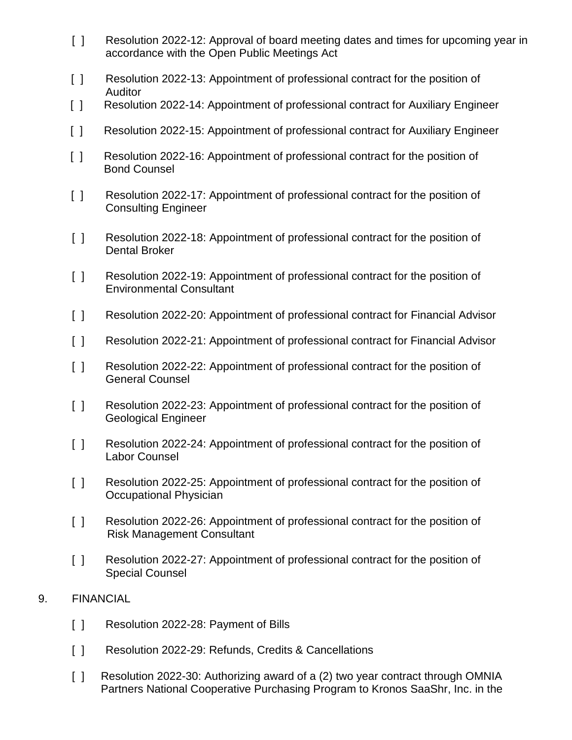[ ] Resolution 2022-12: Approval of board meeting dates and times for upcoming year in accordance with the Open Public Meetings Act

[ ] Resolution 2022-13: Appointment of professional contract for the position of Auditor

[ ] Resolution 2022-14: Appointment of professional contract for Auxiliary Engineer

[ ] Resolution 2022-15: Appointment of professional contract for Auxiliary Engineer

[ ] Resolution 2022-16: Appointment of professional contract for the position of Bond Counsel

[ ] Resolution 2022-17: Appointment of professional contract for the position of Consulting Engineer

[ ] Resolution 2022-18: Appointment of professional contract for the position of Dental Broker

[ ] Resolution 2022-19: Appointment of professional contract for the position of Environmental Consultant

[ ] Resolution 2022-20: Appointment of professional contract for Financial Advisor

[ ] Resolution 2022-21: Appointment of professional contract for Financial Advisor

[ ] Resolution 2022-22: Appointment of professional contract for the position of General Counsel

[ ] Resolution 2022-23: Appointment of professional contract for the position of Geological Engineer

[ ] Resolution 2022-24: Appointment of professional contract for the position of Labor Counsel

[ ] Resolution 2022-25: Appointment of professional contract for the position of Occupational Physician

[ ] Resolution 2022-26: Appointment of professional contract for the position of Risk Management Consultant

[ ] Resolution 2022-27: Appointment of professional contract for the position of Special Counsel

9. FINANCIAL

[ ] Resolution 2022-28: Payment of Bills

[ ] Resolution 2022-29: Refunds, Credits & Cancellations

[ ] Resolution 2022-30: Authorizing award of a (2) two year contract through OMNIA Partners National Cooperative Purchasing Program to Kronos SaaShr, Inc. in the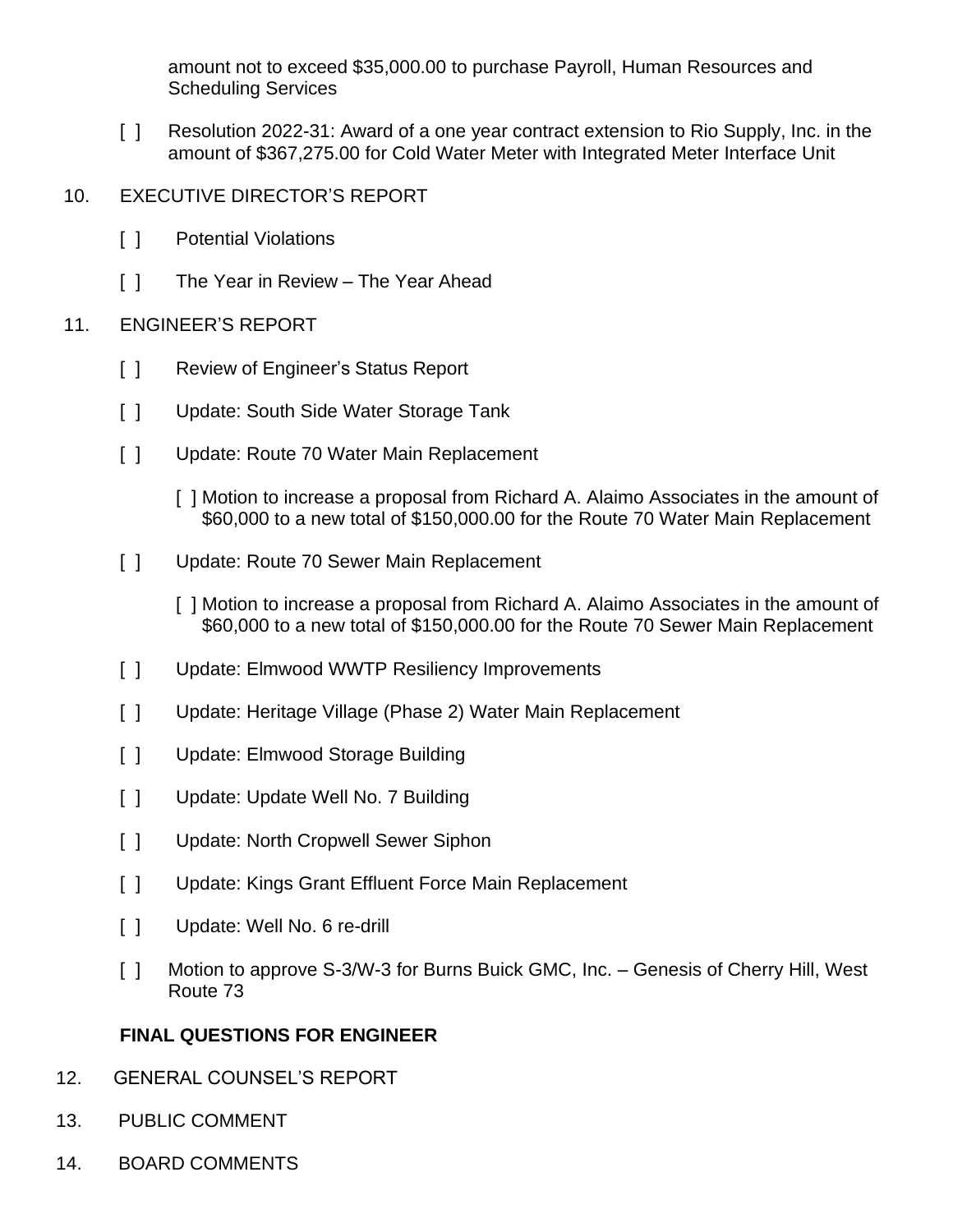amount not to exceed $35,000.00 to purchase Payroll, Human Resources and Scheduling Services

[ ] Resolution 2022-31: Award of a one year contract extension to Rio Supply, Inc. in the amount of $367,275.00 for Cold Water Meter with Integrated Meter Interface Unit

10. EXECUTIVE DIRECTOR'S REPORT

    [ ] Potential Violations

    [ ] The Year in Review – The Year Ahead

11. ENGINEER'S REPORT

    [ ] Review of Engineer's Status Report

    [ ] Update: South Side Water Storage Tank

    [ ] Update: Route 70 Water Main Replacement

        [ ] Motion to increase a proposal from Richard A. Alaimo Associates in the amount of $60,000 to a new total of $150,000.00 for the Route 70 Water Main Replacement

    [ ] Update: Route 70 Sewer Main Replacement

        [ ] Motion to increase a proposal from Richard A. Alaimo Associates in the amount of $60,000 to a new total of $150,000.00 for the Route 70 Sewer Main Replacement

    [ ] Update: Elmwood WWTP Resiliency Improvements

    [ ] Update: Heritage Village (Phase 2) Water Main Replacement

    [ ] Update: Elmwood Storage Building

    [ ] Update: Update Well No. 7 Building

    [ ] Update: North Cropwell Sewer Siphon

    [ ] Update: Kings Grant Effluent Force Main Replacement

    [ ] Update: Well No. 6 re-drill

    [ ] Motion to approve S-3/W-3 for Burns Buick GMC, Inc. – Genesis of Cherry Hill, West Route 73

    **FINAL QUESTIONS FOR ENGINEER**

12. GENERAL COUNSEL'S REPORT

13. PUBLIC COMMENT

14. BOARD COMMENTS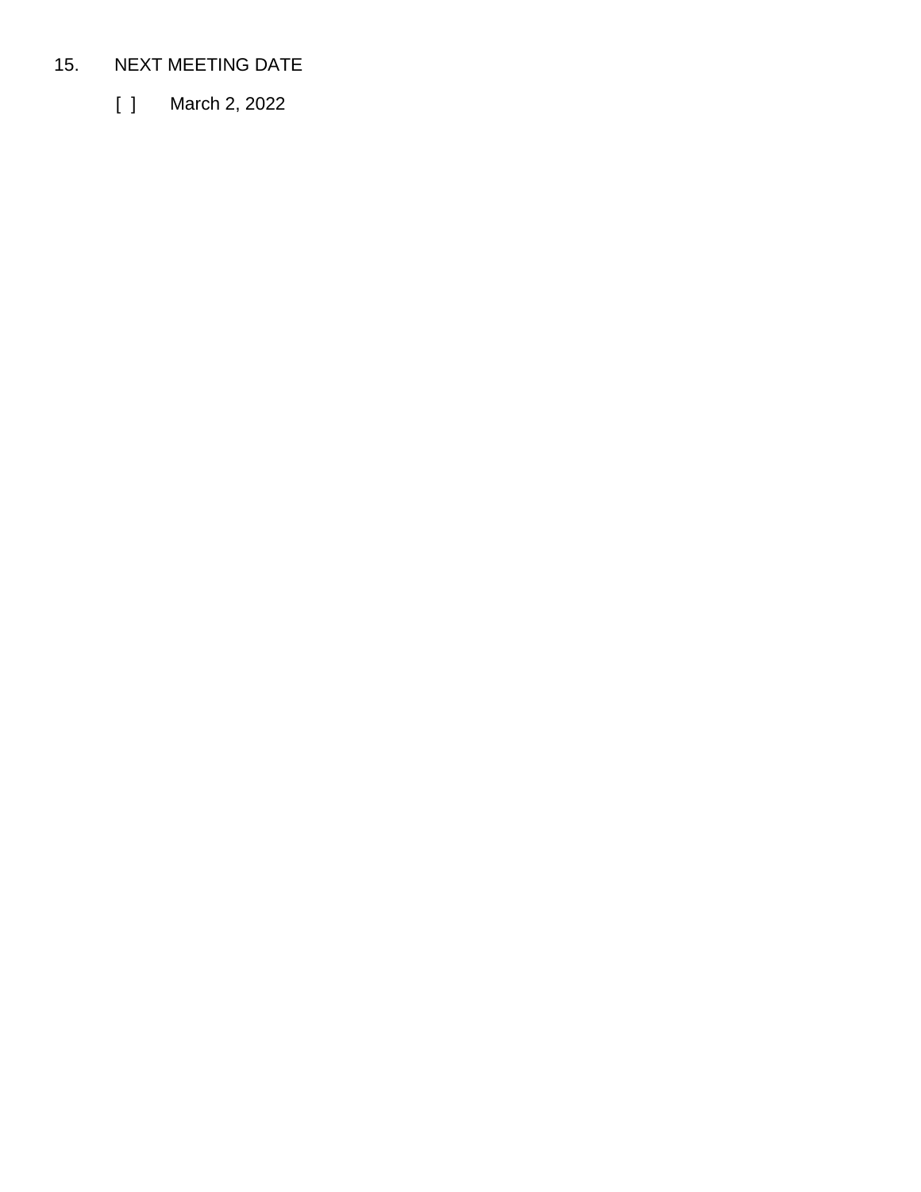15. NEXT MEETING DATE

    [ ] March 2, 2022